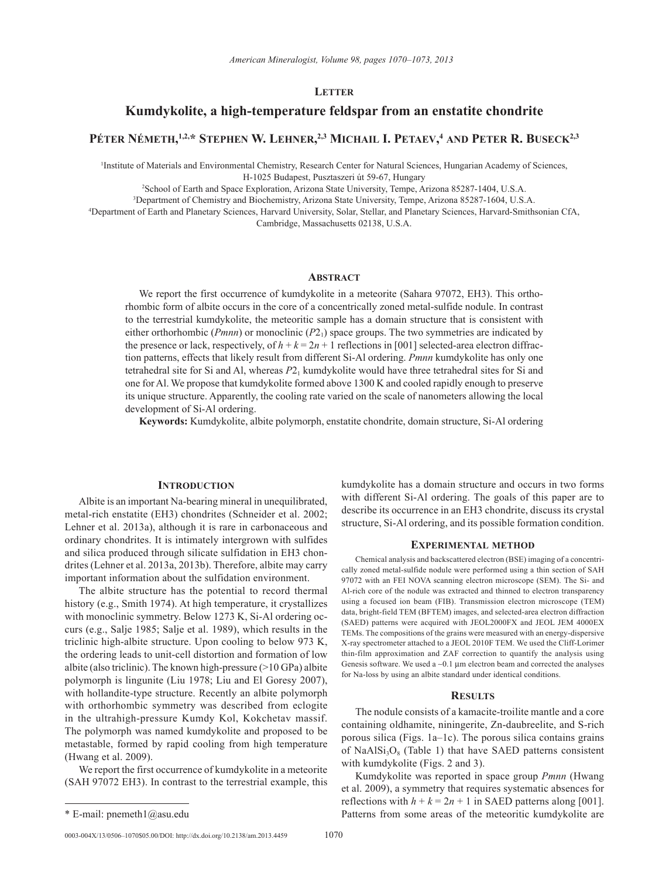## Letter

# Kumdykolite, a high-temperature feldspar from an enstatite chondrite

**Péter Németh,[1,2,*] Stephen W. Lehner,[2,3] Michail I. Petaev,[4] and Peter R. Buseck[2,3]**

[1]Institute of Materials and Environmental Chemistry, Research Center for Natural Sciences, Hungarian Academy of Sciences, H-1025 Budapest, Pusztaszeri út 59-67, Hungary

[2]School of Earth and Space Exploration, Arizona State University, Tempe, Arizona 85287-1404, U.S.A.

[3]Department of Chemistry and Biochemistry, Arizona State University, Tempe, Arizona 85287-1604, U.S.A.

[4]Department of Earth and Planetary Sciences, Harvard University, Solar, Stellar, and Planetary Sciences, Harvard-Smithsonian CfA, Cambridge, Massachusetts 02138, U.S.A.

## Abstract

We report the first occurrence of kumdykolite in a meteorite (Sahara 97072, EH3). This orthorhombic form of albite occurs in the core of a concentrically zoned metal-sulfide nodule. In contrast to the terrestrial kumdykolite, the meteoritic sample has a domain structure that is consistent with either orthorhombic (*Pmnn*) or monoclinic ($P2_1$) space groups. The two symmetries are indicated by the presence or lack, respectively, of $h + k = 2n + 1$ reflections in [001] selected-area electron diffraction patterns, effects that likely result from different Si-Al ordering. *Pmnn* kumdykolite has only one tetrahedral site for Si and Al, whereas $P2_1$ kumdykolite would have three tetrahedral sites for Si and one for Al. We propose that kumdykolite formed above 1300 K and cooled rapidly enough to preserve its unique structure. Apparently, the cooling rate varied on the scale of nanometers allowing the local development of Si-Al ordering.

**Keywords:** Kumdykolite, albite polymorph, enstatite chondrite, domain structure, Si-Al ordering

## Introduction

Albite is an important Na-bearing mineral in unequilibrated, metal-rich enstatite (EH3) chondrites (Schneider et al. 2002; Lehner et al. 2013a), although it is rare in carbonaceous and ordinary chondrites. It is intimately intergrown with sulfides and silica produced through silicate sulfidation in EH3 chondrites (Lehner et al. 2013a, 2013b). Therefore, albite may carry important information about the sulfidation environment.

The albite structure has the potential to record thermal history (e.g., Smith 1974). At high temperature, it crystallizes with monoclinic symmetry. Below 1273 K, Si-Al ordering occurs (e.g., Salje 1985; Salje et al. 1989), which results in the triclinic high-albite structure. Upon cooling to below 973 K, the ordering leads to unit-cell distortion and formation of low albite (also triclinic). The known high-pressure (>10 GPa) albite polymorph is lingunite (Liu 1978; Liu and El Goresy 2007), with hollandite-type structure. Recently an albite polymorph with orthorhombic symmetry was described from eclogite in the ultrahigh-pressure Kumdy Kol, Kokchetav massif. The polymorph was named kumdykolite and proposed to be metastable, formed by rapid cooling from high temperature (Hwang et al. 2009).

We report the first occurrence of kumdykolite in a meteorite (SAH 97072 EH3). In contrast to the terrestrial example, this kumdykolite has a domain structure and occurs in two forms with different Si-Al ordering. The goals of this paper are to describe its occurrence in an EH3 chondrite, discuss its crystal structure, Si-Al ordering, and its possible formation condition.

## Experimental method

Chemical analysis and backscattered electron (BSE) imaging of a concentrically zoned metal-sulfide nodule were performed using a thin section of SAH 97072 with an FEI NOVA scanning electron microscope (SEM). The Si- and Al-rich core of the nodule was extracted and thinned to electron transparency using a focused ion beam (FIB). Transmission electron microscope (TEM) data, bright-field TEM (BFTEM) images, and selected-area electron diffraction (SAED) patterns were acquired with JEOL2000FX and JEOL JEM 4000EX TEMs. The compositions of the grains were measured with an energy-dispersive X-ray spectrometer attached to a JEOL 2010F TEM. We used the Cliff-Lorimer thin-film approximation and ZAF correction to quantify the analysis using Genesis software. We used a ~0.1 µm electron beam and corrected the analyses for Na-loss by using an albite standard under identical conditions.

## Results

The nodule consists of a kamacite-troilite mantle and a core containing oldhamite, niningerite, Zn-daubreelite, and S-rich porous silica (Figs. 1a–1c). The porous silica contains grains of $NaAlSi_3O_8$ (Table 1) that have SAED patterns consistent with kumdykolite (Figs. 2 and 3).

Kumdykolite was reported in space group *Pmnn* (Hwang et al. 2009), a symmetry that requires systematic absences for reflections with $h + k = 2n + 1$ in SAED patterns along [001]. Patterns from some areas of the meteoritic kumdykolite are

* E-mail: pnemeth1@asu.edu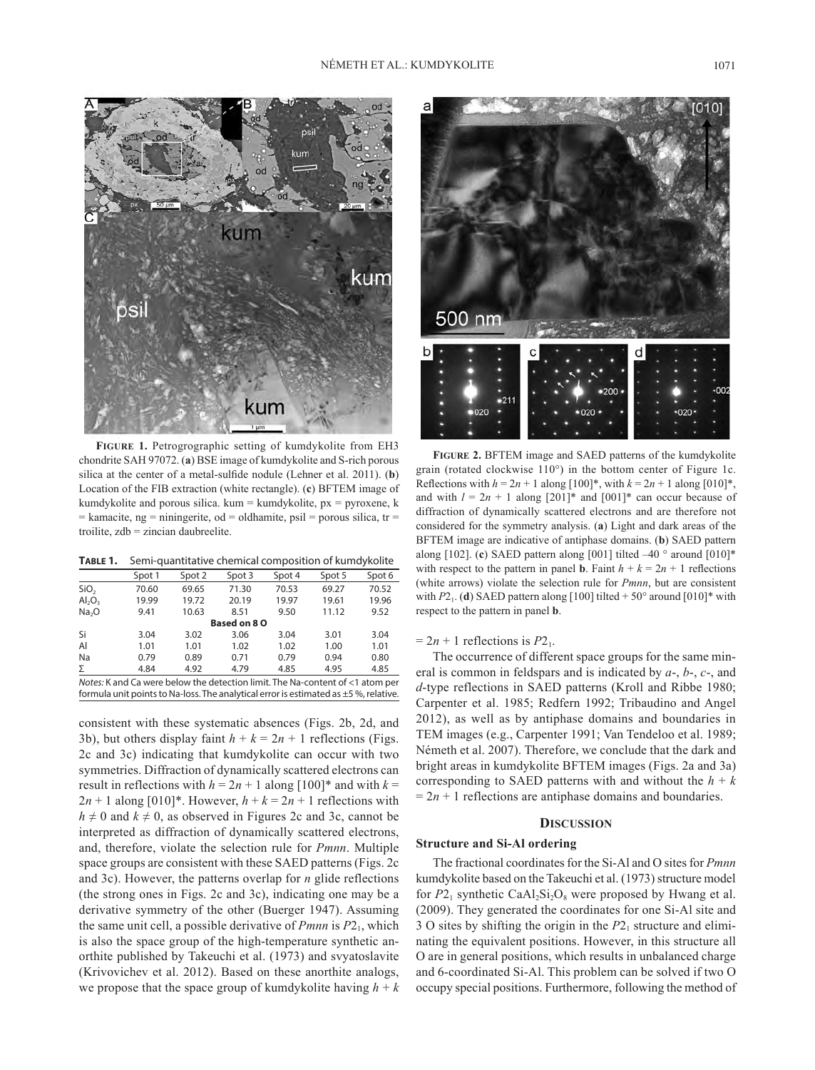**FIGURE 1.** Petrogrographic setting of kumdykolite from EH3 chondrite SAH 97072. (**a**) BSE image of kumdykolite and S-rich porous silica at the center of a metal-sulfide nodule (Lehner et al. 2011). (**b**) Location of the FIB extraction (white rectangle). (**c**) BFTEM image of kumdykolite and porous silica. kum = kumdykolite, px = pyroxene, k = kamacite, ng = niningerite, od = oldhamite, psil = porous silica, tr = troilite, zdb = zincian daubreelite.

**TABLE 1.** Semi-quantitative chemical composition of kumdykolite

| | Spot 1 | Spot 2 | Spot 3 | Spot 4 | Spot 5 | Spot 6 |
|---|---|---|---|---|---|---|
| $SiO_2$ | 70.60 | 69.65 | 71.30 | 70.53 | 69.27 | 70.52 |
| $Al_2O_3$ | 19.99 | 19.72 | 20.19 | 19.97 | 19.61 | 19.96 |
| $Na_2O$ | 9.41 | 10.63 | 8.51 | 9.50 | 11.12 | 9.52 |
| **Based on 8 O** | | | | | | |
| Si | 3.04 | 3.02 | 3.06 | 3.04 | 3.01 | 3.04 |
| Al | 1.01 | 1.01 | 1.02 | 1.02 | 1.00 | 1.01 |
| Na | 0.79 | 0.89 | 0.71 | 0.79 | 0.94 | 0.80 |
| Σ | 4.84 | 4.92 | 4.79 | 4.85 | 4.95 | 4.85 |

*Notes:* K and Ca were below the detection limit. The Na-content of <1 atom per formula unit points to Na-loss. The analytical error is estimated as ±5 %, relative.

consistent with these systematic absences (Figs. 2b, 2d, and 3b), but others display faint $h + k = 2n + 1$ reflections (Figs. 2c and 3c) indicating that kumdykolite can occur with two symmetries. Diffraction of dynamically scattered electrons can result in reflections with $h = 2n + 1$ along [100]* and with $k = 2n + 1$ along [010]*. However, $h + k = 2n + 1$ reflections with $h \neq 0$ and $k \neq 0$, as observed in Figures 2c and 3c, cannot be interpreted as diffraction of dynamically scattered electrons, and, therefore, violate the selection rule for *Pmnn*. Multiple space groups are consistent with these SAED patterns (Figs. 2c and 3c). However, the patterns overlap for *n* glide reflections (the strong ones in Figs. 2c and 3c), indicating one may be a derivative symmetry of the other (Buerger 1947). Assuming the same unit cell, a possible derivative of *Pmnn* is $P2_1$, which is also the space group of the high-temperature synthetic anorthite published by Takeuchi et al. (1973) and svyatoslavite (Krivovichev et al. 2012). Based on these anorthite analogs, we propose that the space group of kumdykolite having $h + k = 2n + 1$ reflections is $P2_1$.

**FIGURE 2.** BFTEM image and SAED patterns of the kumdykolite grain (rotated clockwise 110°) in the bottom center of Figure 1c. Reflections with $h = 2n + 1$ along [100]*, with $k = 2n + 1$ along [010]*, and with $l = 2n + 1$ along [201]* and [001]* can occur because of diffraction of dynamically scattered electrons and are therefore not considered for the symmetry analysis. (**a**) Light and dark areas of the BFTEM image are indicative of antiphase domains. (**b**) SAED pattern along [102]. (**c**) SAED pattern along [001] tilted –40 ° around [010]* with respect to the pattern in panel **b**. Faint $h + k = 2n + 1$ reflections (white arrows) violate the selection rule for *Pmnn*, but are consistent with $P2_1$. (**d**) SAED pattern along [100] tilted + 50° around [010]* with respect to the pattern in panel **b**.

The occurrence of different space groups for the same mineral is common in feldspars and is indicated by *a*-, *b*-, *c*-, and *d*-type reflections in SAED patterns (Kroll and Ribbe 1980; Carpenter et al. 1985; Redfern 1992; Tribaudino and Angel 2012), as well as by antiphase domains and boundaries in TEM images (e.g., Carpenter 1991; Van Tendeloo et al. 1989; Németh et al. 2007). Therefore, we conclude that the dark and bright areas in kumdykolite BFTEM images (Figs. 2a and 3a) corresponding to SAED patterns with and without the $h + k = 2n + 1$ reflections are antiphase domains and boundaries.

## DISCUSSION

### Structure and Si-Al ordering

The fractional coordinates for the Si-Al and O sites for *Pmnn* kumdykolite based on the Takeuchi et al. (1973) structure model for $P2_1$ synthetic $CaAl_2Si_2O_8$ were proposed by Hwang et al. (2009). They generated the coordinates for one Si-Al site and 3 O sites by shifting the origin in the $P2_1$ structure and eliminating the equivalent positions. However, in this structure all O are in general positions, which results in unbalanced charge and 6-coordinated Si-Al. This problem can be solved if two O occupy special positions. Furthermore, following the method of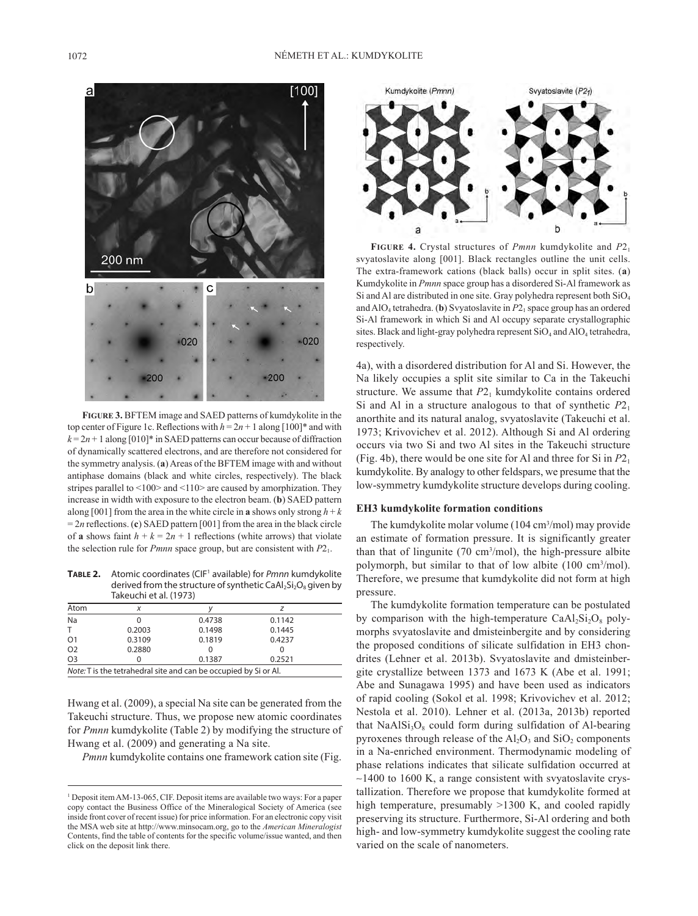**FIGURE 3.** BFTEM image and SAED patterns of kumdykolite in the top center of Figure 1c. Reflections with $h = 2n + 1$ along [100]* and with $k = 2n + 1$ along [010]* in SAED patterns can occur because of diffraction of dynamically scattered electrons, and are therefore not considered for the symmetry analysis. (**a**) Areas of the BFTEM image with and without antiphase domains (black and white circles, respectively). The black stripes parallel to <100> and <110> are caused by amorphization. They increase in width with exposure to the electron beam. (**b**) SAED pattern along [001] from the area in the white circle in **a** shows only strong $h + k = 2n$ reflections. (**c**) SAED pattern [001] from the area in the black circle of **a** shows faint $h + k = 2n + 1$ reflections (white arrows) that violate the selection rule for *Pmnn* space group, but are consistent with $P2_1$.

**TABLE 2.** Atomic coordinates (CIF[1] available) for *Pmnn* kumdykolite derived from the structure of synthetic $CaAl_2Si_2O_8$ given by Takeuchi et al. (1973)

| Atom | x | y | z |
|---|---|---|---|
| Na | 0 | 0.4738 | 0.1142 |
| T | 0.2003 | 0.1498 | 0.1445 |
| O1 | 0.3109 | 0.1819 | 0.4237 |
| O2 | 0.2880 | 0 | 0 |
| O3 | 0 | 0.1387 | 0.2521 |

*Note:* T is the tetrahedral site and can be occupied by Si or Al.

Hwang et al. (2009), a special Na site can be generated from the Takeuchi structure. Thus, we propose new atomic coordinates for *Pmnn* kumdykolite (Table 2) by modifying the structure of Hwang et al. (2009) and generating a Na site.

*Pmnn* kumdykolite contains one framework cation site (Fig. 4a), with a disordered distribution for Al and Si. However, the Na likely occupies a split site similar to Ca in the Takeuchi structure. We assume that $P2_1$ kumdykolite contains ordered Si and Al in a structure analogous to that of synthetic $P2_1$ anorthite and its natural analog, svyatoslavite (Takeuchi et al. 1973; Krivovichev et al. 2012). Although Si and Al ordering occurs via two Si and two Al sites in the Takeuchi structure (Fig. 4b), there would be one site for Al and three for Si in $P2_1$ kumdykolite. By analogy to other feldspars, we presume that the low-symmetry kumdykolite structure develops during cooling.

**FIGURE 4.** Crystal structures of *Pmnn* kumdykolite and $P2_1$ svyatoslavite along [001]. Black rectangles outline the unit cells. The extra-framework cations (black balls) occur in split sites. (**a**) Kumdykolite in *Pmnn* space group has a disordered Si-Al framework as Si and Al are distributed in one site. Gray polyhedra represent both $SiO_4$ and $AlO_4$ tetrahedra. (**b**) Svyatoslavite in $P2_1$ space group has an ordered Si-Al framework in which Si and Al occupy separate crystallographic sites. Black and light-gray polyhedra represent $SiO_4$ and $AlO_4$ tetrahedra, respectively.

### EH3 kumdykolite formation conditions

The kumdykolite molar volume (104 $cm^3$/mol) may provide an estimate of formation pressure. It is significantly greater than that of lingunite (70 $cm^3$/mol), the high-pressure albite polymorph, but similar to that of low albite (100 $cm^3$/mol). Therefore, we presume that kumdykolite did not form at high pressure.

The kumdykolite formation temperature can be postulated by comparison with the high-temperature $CaAl_2Si_2O_8$ polymorphs svyatoslavite and dmisteinbergite and by considering the proposed conditions of silicate sulfidation in EH3 chondrites (Lehner et al. 2013b). Svyatoslavite and dmisteinbergite crystallize between 1373 and 1673 K (Abe et al. 1991; Abe and Sunagawa 1995) and have been used as indicators of rapid cooling (Sokol et al. 1998; Krivovichev et al. 2012; Nestola et al. 2010). Lehner et al. (2013a, 2013b) reported that $NaAlSi_3O_8$ could form during sulfidation of Al-bearing pyroxenes through release of the $Al_2O_3$ and $SiO_2$ components in a Na-enriched environment. Thermodynamic modeling of phase relations indicates that silicate sulfidation occurred at ~1400 to 1600 K, a range consistent with svyatoslavite crystallization. Therefore we propose that kumdykolite formed at high temperature, presumably >1300 K, and cooled rapidly preserving its structure. Furthermore, Si-Al ordering and both high- and low-symmetry kumdykolite suggest the cooling rate varied on the scale of nanometers.

[1] Deposit item AM-13-065, CIF. Deposit items are available two ways: For a paper copy contact the Business Office of the Mineralogical Society of America (see inside front cover of recent issue) for price information. For an electronic copy visit the MSA web site at http://www.minsocam.org, go to the *American Mineralogist* Contents, find the table of contents for the specific volume/issue wanted, and then click on the deposit link there.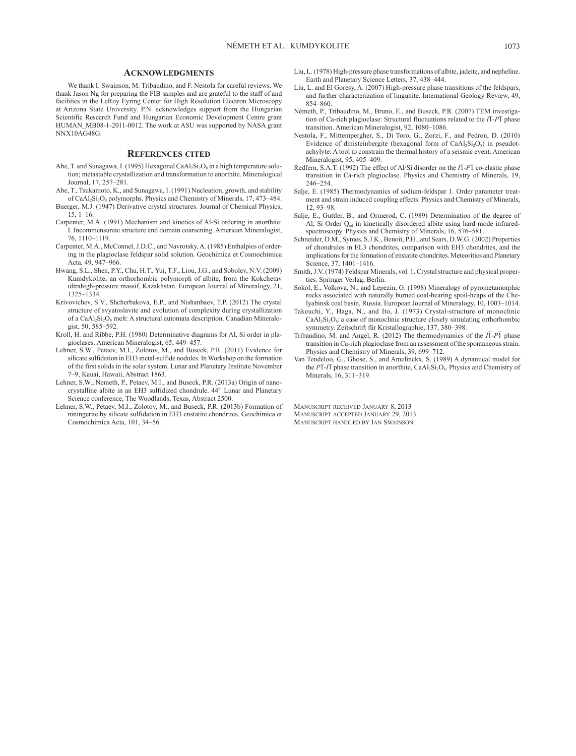## Acknowledgments

We thank I. Swainson, M. Tribaudino, and F. Nestola for careful reviews. We thank Jason Ng for preparing the FIB samples and are grateful to the staff of and facilities in the LeRoy Eyring Center for High Resolution Electron Microscopy at Arizona State University. P.N. acknowledges support from the Hungarian Scientific Research Fund and Hungarian Economic Development Centre grant HUMAN_MB08-1-2011-0012. The work at ASU was supported by NASA grant NNX10AG48G.

## References cited

Abe, T. and Sunagawa, I. (1995) Hexagonal $CaAl_2Si_2O_8$ in a high temperature solution; metastable crystallization and transformation to anorthite. Mineralogical Journal, 17, 257–281.

Abe, T., Tsukamoto, K., and Sunagawa, I. (1991) Nucleation, growth, and stability of $CaAl_2Si_2O_8$ polymorphs. Physics and Chemistry of Minerals, 17, 473–484.

Buerger, M.J. (1947) Derivative crystal structures. Journal of Chemical Physics, 15, 1–16.

Carpenter, M.A. (1991) Mechanism and kinetics of Al-Si ordering in anorthite: I. Incommensurate structure and domain coarsening. American Mineralogist, 76, 1110–1119.

Carpenter, M.A., McConnel, J.D.C., and Navrotsky, A. (1985) Enthalpies of ordering in the plagioclase feldspar solid solution. Geochimica et Cosmochimica Acta, 49, 947–966.

Hwang, S.L., Shen, P.Y., Chu, H.T., Yui, T.F., Liou, J.G., and Sobolev, N.V. (2009) Kumdykolite, an orthorhombic polymorph of albite, from the Kokchetav ultrahigh-pressure massif, Kazakhstan. European Journal of Mineralogy, 21, 1325–1334.

Krivovichev, S.V., Shcherbakova, E.P., and Nishanbaev, T.P. (2012) The crystal structure of svyatoslavite and evolution of complexity during crystallization of a $CaAl_2Si_2O_8$ melt: A structural automata description. Canadian Mineralogist, 50, 585–592.

Kroll, H. and Ribbe, P.H. (1980) Determinative diagrams for Al, Si order in plagioclases. American Mineralogist, 65, 449–457.

Lehner, S.W., Petaev, M.I., Zolotov, M., and Buseck, P.R. (2011) Evidence for silicate sulfidation in EH3 metal-sulfide nodules. In Workshop on the formation of the first solids in the solar system. Lunar and Planetary Institute November 7–9, Kauai, Hawaii, Abstract 1863.

Lehner, S.W., Nemeth, P., Petaev, M.I., and Buseck, P.R. (2013a) Origin of nanocrystalline albite in an EH3 sulfidized chondrule. 44th Lunar and Planetary Science conference, The Woodlands, Texas, Abstract 2500.

Lehner, S.W., Petaev, M.I., Zolotov, M., and Buseck, P.R. (2013b) Formation of niningerite by silicate sulfidation in EH3 enstatite chondrites. Geochimica et Cosmochimica Acta, 101, 34–56.

Liu, L. (1978) High-pressure phase transformations of albite, jadeite, and nepheline. Earth and Planetary Science Letters, 37, 438–444.

Liu, L. and El Goresy, A. (2007) High-pressure phase transitions of the feldspars, and further characterization of lingunite. International Geology Review, 49, 854–860.

Németh, P., Tribaudino, M., Bruno, E., and Buseck, P.R. (2007) TEM investigation of Ca-rich plagioclase: Structural fluctuations related to the $I\bar{1}$-$P\bar{1}$ phase transition. American Mineralogist, 92, 1080–1086.

Nestola, F., Mittempergher, S., Di Toro, G., Zorzi, F., and Pedron, D. (2010) Evidence of dmisteinbergite (hexagonal form of $CaAl_2Si_2O_8$) in pseudotachylyte: A tool to constrain the thermal history of a seismic event. American Mineralogist, 95, 405–409.

Redfern, S.A.T. (1992) The effect of Al/Si disorder on the $I\bar{1}$-$P\bar{1}$ co-elastic phase transition in Ca-rich plagioclase. Physics and Chemistry of Minerals, 19, 246–254.

Salje, E. (1985) Thermodynamics of sodium-feldspar 1. Order parameter treatment and strain induced coupling effects. Physics and Chemistry of Minerals, 12, 93–98.

Salje, E., Guttler, B., and Ormerod, C. (1989) Determination of the degree of Al, Si Order $Q_{od}$ in kinetically disordered albite using hard mode infrared-spectroscopy. Physics and Chemistry of Minerals, 16, 576–581.

Schneider, D.M., Symes, S.J.K., Benoit, P.H., and Sears, D.W.G. (2002) Properties of chondrules in EL3 chondrites, comparison with EH3 chondrites, and the implications for the formation of enstatite chondrites. Meteoritics and Planetary Science, 37, 1401–1416.

Smith, J.V. (1974) Feldspar Minerals, vol. 1. Crystal structure and physical properties. Springer Verlag, Berlin.

Sokol, E., Volkova, N., and Lepezin, G. (1998) Mineralogy of pyrometamorphic rocks associated with naturally burned coal-bearing spoil-heaps of the Chelyabinsk coal basin, Russia. European Journal of Mineralogy, 10, 1003–1014.

Takeuchi, Y., Haga, N., and Ito, J. (1973) Crystal-structure of monoclinic $CaAl_2Si_2O_8$: a case of monoclinic structure closely simulating orthorhombic symmetry. Zeitschrift für Kristallographie, 137, 380–398.

Tribaudino, M. and Angel, R. (2012) The thermodynamics of the $I\bar{1}$-$P\bar{1}$ phase transition in Ca-rich plagioclase from an assessment of the spontaneous strain. Physics and Chemistry of Minerals, 39, 699–712.

Van Tendeloo, G., Ghose, S., and Amelinckx, S. (1989) A dynamical model for the $P\bar{1}$-$I\bar{1}$ phase transition in anorthite, $CaAl_2Si_2O_8$. Physics and Chemistry of Minerals, 16, 311–319.

Manuscript received January 8, 2013
Manuscript accepted January 29, 2013
Manuscript handled by Ian Swainson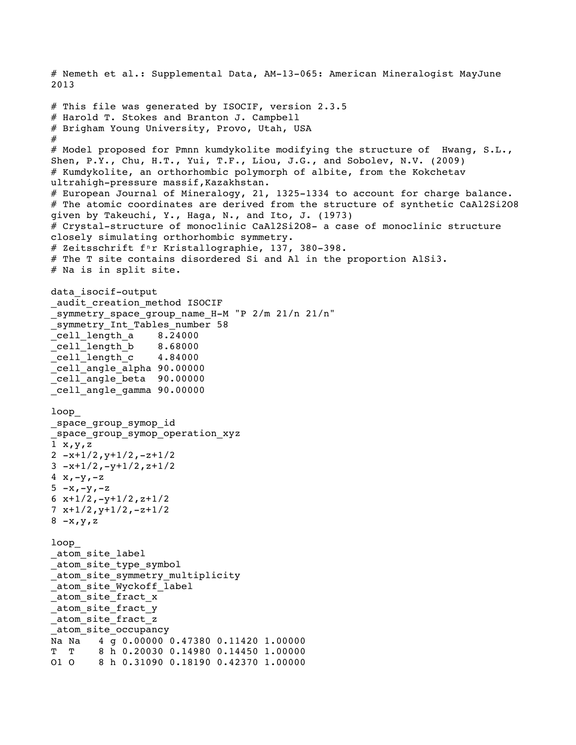```
# Nemeth et al.: Supplemental Data, AM-13-065: American Mineralogist MayJune 2013

# This file was generated by ISOCIF, version 2.3.5
# Harold T. Stokes and Branton J. Campbell
# Brigham Young University, Provo, Utah, USA
#
# Model proposed for Pmnn kumdykolite modifying the structure of  Hwang, S.L., Shen, P.Y., Chu, H.T., Yui, T.F., Liou, J.G., and Sobolev, N.V. (2009)
# Kumdykolite, an orthorhombic polymorph of albite, from the Kokchetav ultrahigh-pressure massif,Kazakhstan.
# European Journal of Mineralogy, 21, 1325-1334 to account for charge balance.
# The atomic coordinates are derived from the structure of synthetic CaAl2Si2O8 given by Takeuchi, Y., Haga, N., and Ito, J. (1973)
# Crystal-structure of monoclinic CaAl2Si2O8- a case of monoclinic structure closely simulating orthorhombic symmetry.
# Zeitsschrift fnr Kristallographie, 137, 380-398.
# The T site contains disordered Si and Al in the proportion AlSi3.
# Na is in split site.

data_isocif-output
_audit_creation_method ISOCIF
_symmetry_space_group_name_H-M "P 2/m 21/n 21/n"
_symmetry_Int_Tables_number 58
_cell_length_a    8.24000
_cell_length_b    8.68000
_cell_length_c    4.84000
_cell_angle_alpha 90.00000
_cell_angle_beta  90.00000
_cell_angle_gamma 90.00000

loop_
_space_group_symop_id
_space_group_symop_operation_xyz
1 x,y,z
2 -x+1/2,y+1/2,-z+1/2
3 -x+1/2,-y+1/2,z+1/2
4 x,-y,-z
5 -x,-y,-z
6 x+1/2,-y+1/2,z+1/2
7 x+1/2,y+1/2,-z+1/2
8 -x,y,z

loop_
_atom_site_label
_atom_site_type_symbol
_atom_site_symmetry_multiplicity
_atom_site_Wyckoff_label
_atom_site_fract_x
_atom_site_fract_y
_atom_site_fract_z
_atom_site_occupancy
Na Na   4 g 0.00000 0.47380 0.11420 1.00000
T  T    8 h 0.20030 0.14980 0.14450 1.00000
O1 O    8 h 0.31090 0.18190 0.42370 1.00000
```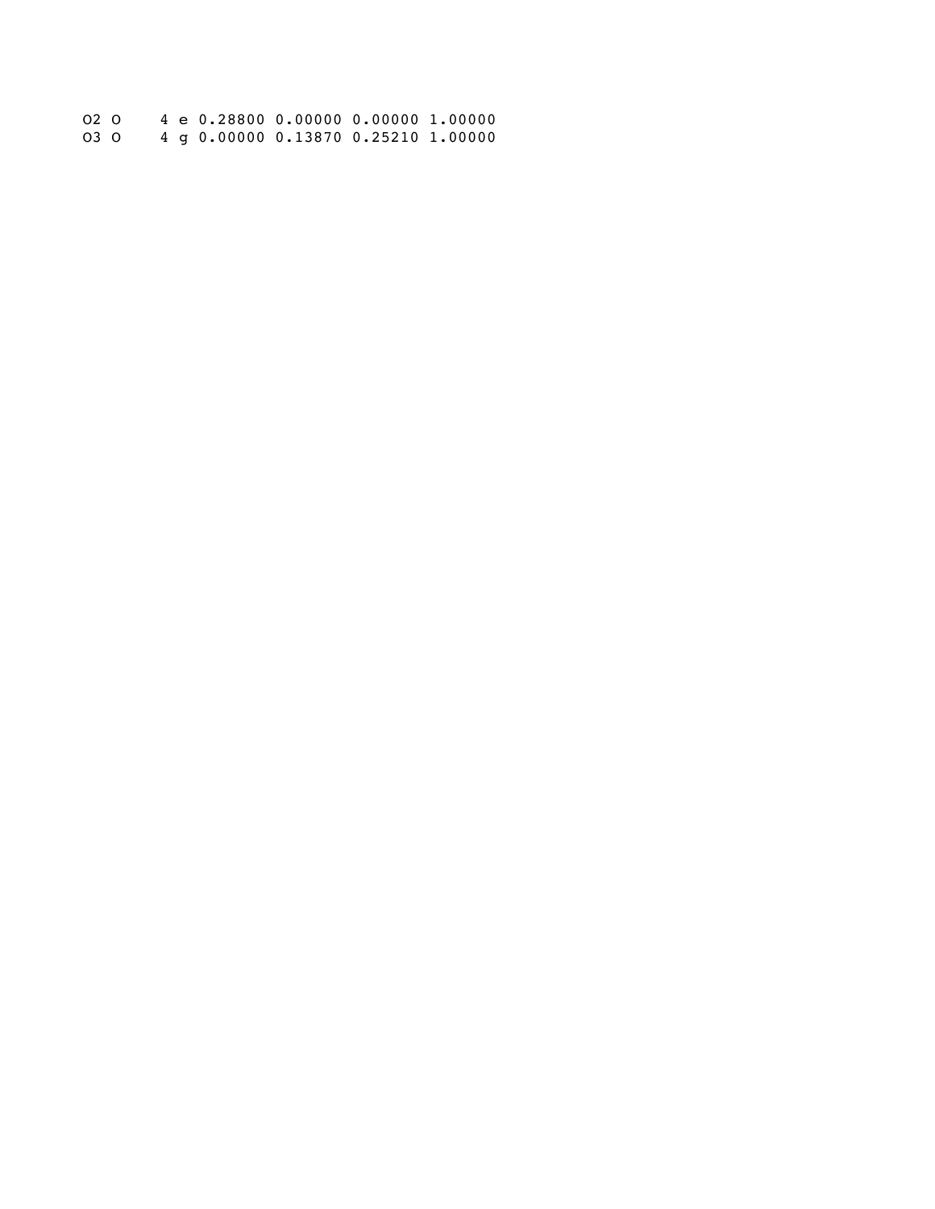```
O2 O     4 e 0.28800 0.00000 0.00000 1.00000
O3 O     4 g 0.00000 0.13870 0.25210 1.00000
```